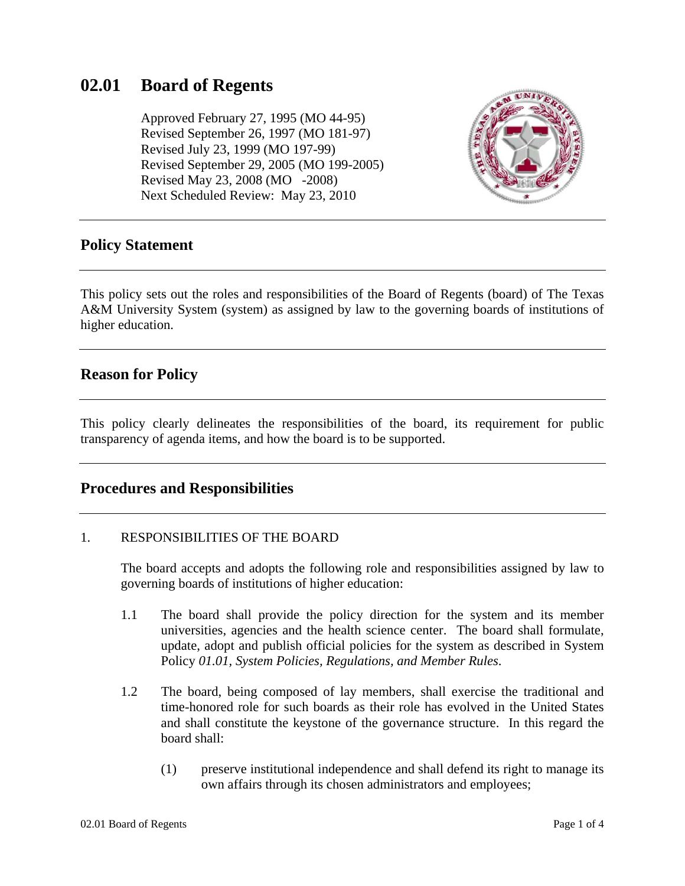# 02.01 Board of Regents

Approved February 27, 1995 (MO 44-95)
Revised September 26, 1997 (MO 181-97)
Revised July 23, 1999 (MO 197-99)
Revised September 29, 2005 (MO 199-2005)
Revised May 23, 2008 (MO -2008)
Next Scheduled Review: May 23, 2010

## Policy Statement

This policy sets out the roles and responsibilities of the Board of Regents (board) of The Texas A&M University System (system) as assigned by law to the governing boards of institutions of higher education.

## Reason for Policy

This policy clearly delineates the responsibilities of the board, its requirement for public transparency of agenda items, and how the board is to be supported.

## Procedures and Responsibilities

1. RESPONSIBILITIES OF THE BOARD

   The board accepts and adopts the following role and responsibilities assigned by law to governing boards of institutions of higher education:

   1.1 The board shall provide the policy direction for the system and its member universities, agencies and the health science center. The board shall formulate, update, adopt and publish official policies for the system as described in System Policy *01.01, System Policies, Regulations, and Member Rules*.

   1.2 The board, being composed of lay members, shall exercise the traditional and time-honored role for such boards as their role has evolved in the United States and shall constitute the keystone of the governance structure. In this regard the board shall:

      (1) preserve institutional independence and shall defend its right to manage its own affairs through its chosen administrators and employees;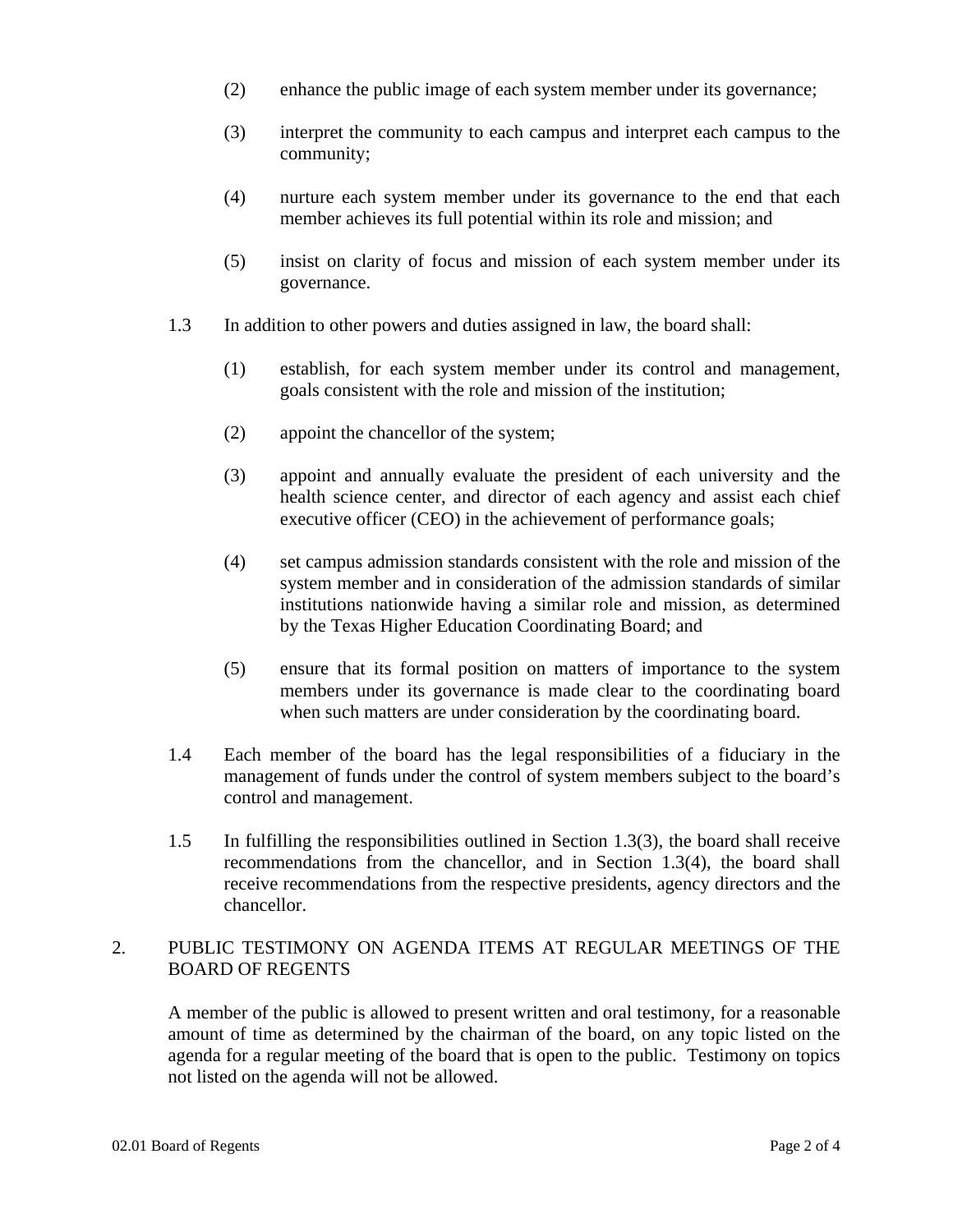(2) enhance the public image of each system member under its governance;

(3) interpret the community to each campus and interpret each campus to the community;

(4) nurture each system member under its governance to the end that each member achieves its full potential within its role and mission; and

(5) insist on clarity of focus and mission of each system member under its governance.

1.3 In addition to other powers and duties assigned in law, the board shall:

(1) establish, for each system member under its control and management, goals consistent with the role and mission of the institution;

(2) appoint the chancellor of the system;

(3) appoint and annually evaluate the president of each university and the health science center, and director of each agency and assist each chief executive officer (CEO) in the achievement of performance goals;

(4) set campus admission standards consistent with the role and mission of the system member and in consideration of the admission standards of similar institutions nationwide having a similar role and mission, as determined by the Texas Higher Education Coordinating Board; and

(5) ensure that its formal position on matters of importance to the system members under its governance is made clear to the coordinating board when such matters are under consideration by the coordinating board.

1.4 Each member of the board has the legal responsibilities of a fiduciary in the management of funds under the control of system members subject to the board's control and management.

1.5 In fulfilling the responsibilities outlined in Section 1.3(3), the board shall receive recommendations from the chancellor, and in Section 1.3(4), the board shall receive recommendations from the respective presidents, agency directors and the chancellor.

## 2. PUBLIC TESTIMONY ON AGENDA ITEMS AT REGULAR MEETINGS OF THE BOARD OF REGENTS

A member of the public is allowed to present written and oral testimony, for a reasonable amount of time as determined by the chairman of the board, on any topic listed on the agenda for a regular meeting of the board that is open to the public. Testimony on topics not listed on the agenda will not be allowed.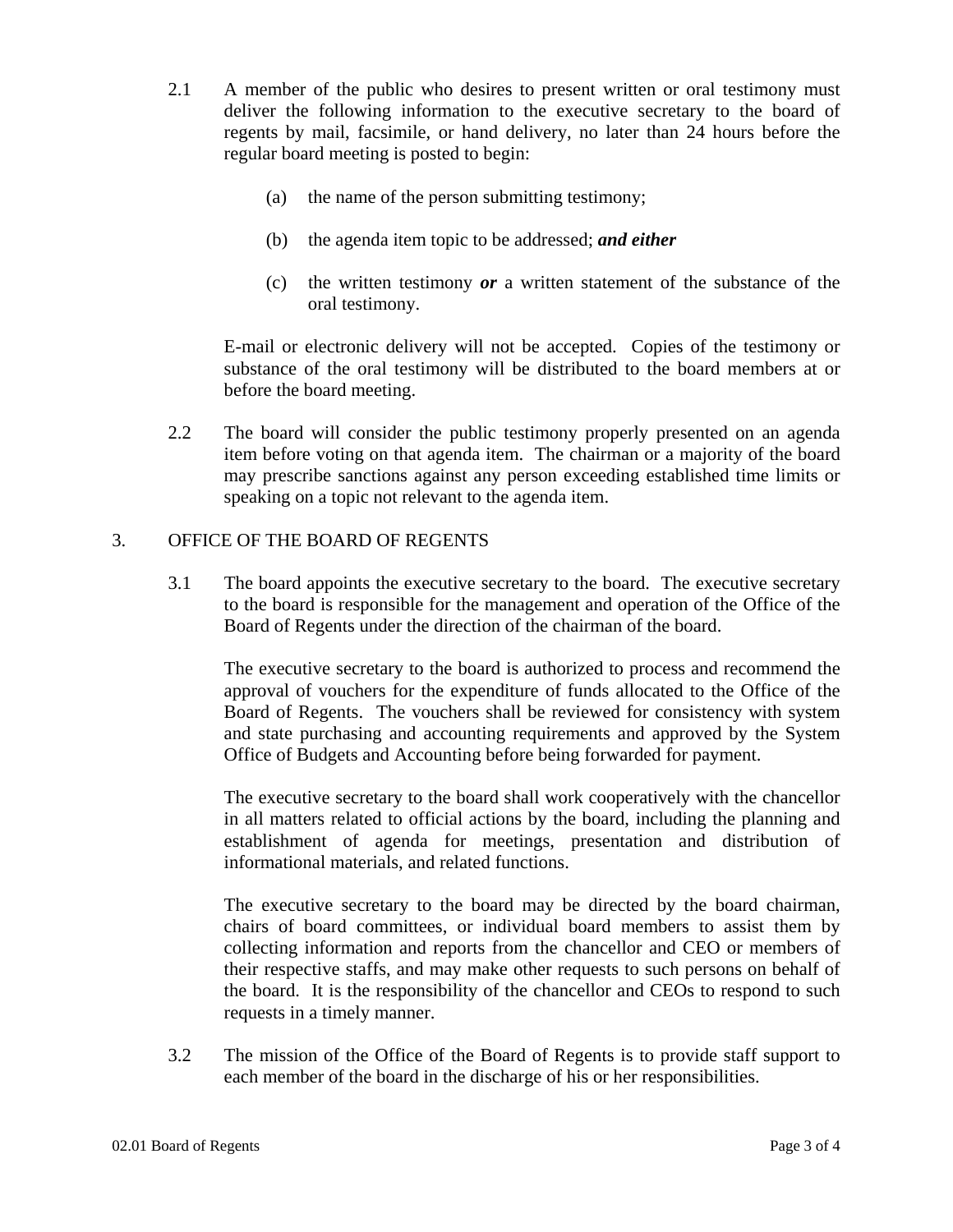2.1 A member of the public who desires to present written or oral testimony must deliver the following information to the executive secretary to the board of regents by mail, facsimile, or hand delivery, no later than 24 hours before the regular board meeting is posted to begin:

(a) the name of the person submitting testimony;

(b) the agenda item topic to be addressed; ***and either***

(c) the written testimony ***or*** a written statement of the substance of the oral testimony.

E-mail or electronic delivery will not be accepted. Copies of the testimony or substance of the oral testimony will be distributed to the board members at or before the board meeting.

2.2 The board will consider the public testimony properly presented on an agenda item before voting on that agenda item. The chairman or a majority of the board may prescribe sanctions against any person exceeding established time limits or speaking on a topic not relevant to the agenda item.

## 3. OFFICE OF THE BOARD OF REGENTS

3.1 The board appoints the executive secretary to the board. The executive secretary to the board is responsible for the management and operation of the Office of the Board of Regents under the direction of the chairman of the board.

The executive secretary to the board is authorized to process and recommend the approval of vouchers for the expenditure of funds allocated to the Office of the Board of Regents. The vouchers shall be reviewed for consistency with system and state purchasing and accounting requirements and approved by the System Office of Budgets and Accounting before being forwarded for payment.

The executive secretary to the board shall work cooperatively with the chancellor in all matters related to official actions by the board, including the planning and establishment of agenda for meetings, presentation and distribution of informational materials, and related functions.

The executive secretary to the board may be directed by the board chairman, chairs of board committees, or individual board members to assist them by collecting information and reports from the chancellor and CEO or members of their respective staffs, and may make other requests to such persons on behalf of the board. It is the responsibility of the chancellor and CEOs to respond to such requests in a timely manner.

3.2 The mission of the Office of the Board of Regents is to provide staff support to each member of the board in the discharge of his or her responsibilities.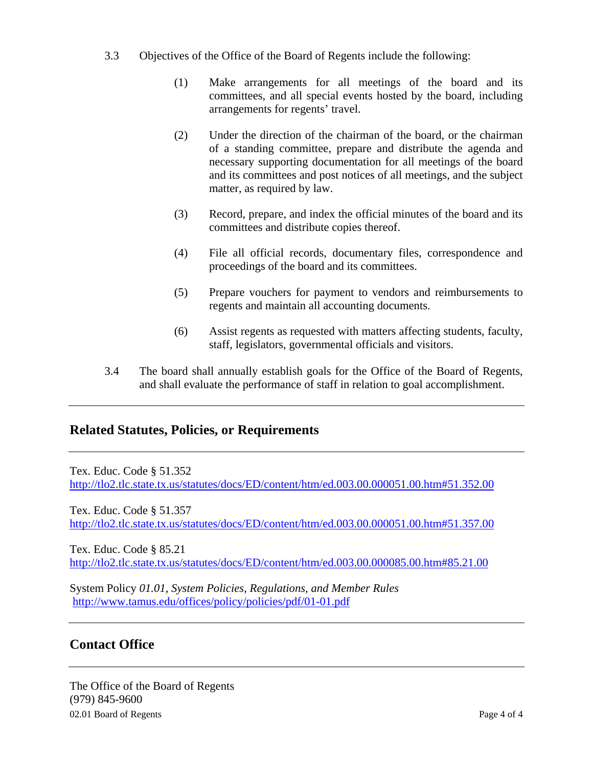3.3 Objectives of the Office of the Board of Regents include the following:

(1) Make arrangements for all meetings of the board and its committees, and all special events hosted by the board, including arrangements for regents' travel.

(2) Under the direction of the chairman of the board, or the chairman of a standing committee, prepare and distribute the agenda and necessary supporting documentation for all meetings of the board and its committees and post notices of all meetings, and the subject matter, as required by law.

(3) Record, prepare, and index the official minutes of the board and its committees and distribute copies thereof.

(4) File all official records, documentary files, correspondence and proceedings of the board and its committees.

(5) Prepare vouchers for payment to vendors and reimbursements to regents and maintain all accounting documents.

(6) Assist regents as requested with matters affecting students, faculty, staff, legislators, governmental officials and visitors.

3.4 The board shall annually establish goals for the Office of the Board of Regents, and shall evaluate the performance of staff in relation to goal accomplishment.

## Related Statutes, Policies, or Requirements

Tex. Educ. Code § 51.352
http://tlo2.tlc.state.tx.us/statutes/docs/ED/content/htm/ed.003.00.000051.00.htm#51.352.00

Tex. Educ. Code § 51.357
http://tlo2.tlc.state.tx.us/statutes/docs/ED/content/htm/ed.003.00.000051.00.htm#51.357.00

Tex. Educ. Code § 85.21
http://tlo2.tlc.state.tx.us/statutes/docs/ED/content/htm/ed.003.00.000085.00.htm#85.21.00

System Policy *01.01, System Policies, Regulations, and Member Rules*
http://www.tamus.edu/offices/policy/policies/pdf/01-01.pdf

## Contact Office

The Office of the Board of Regents
(979) 845-9600